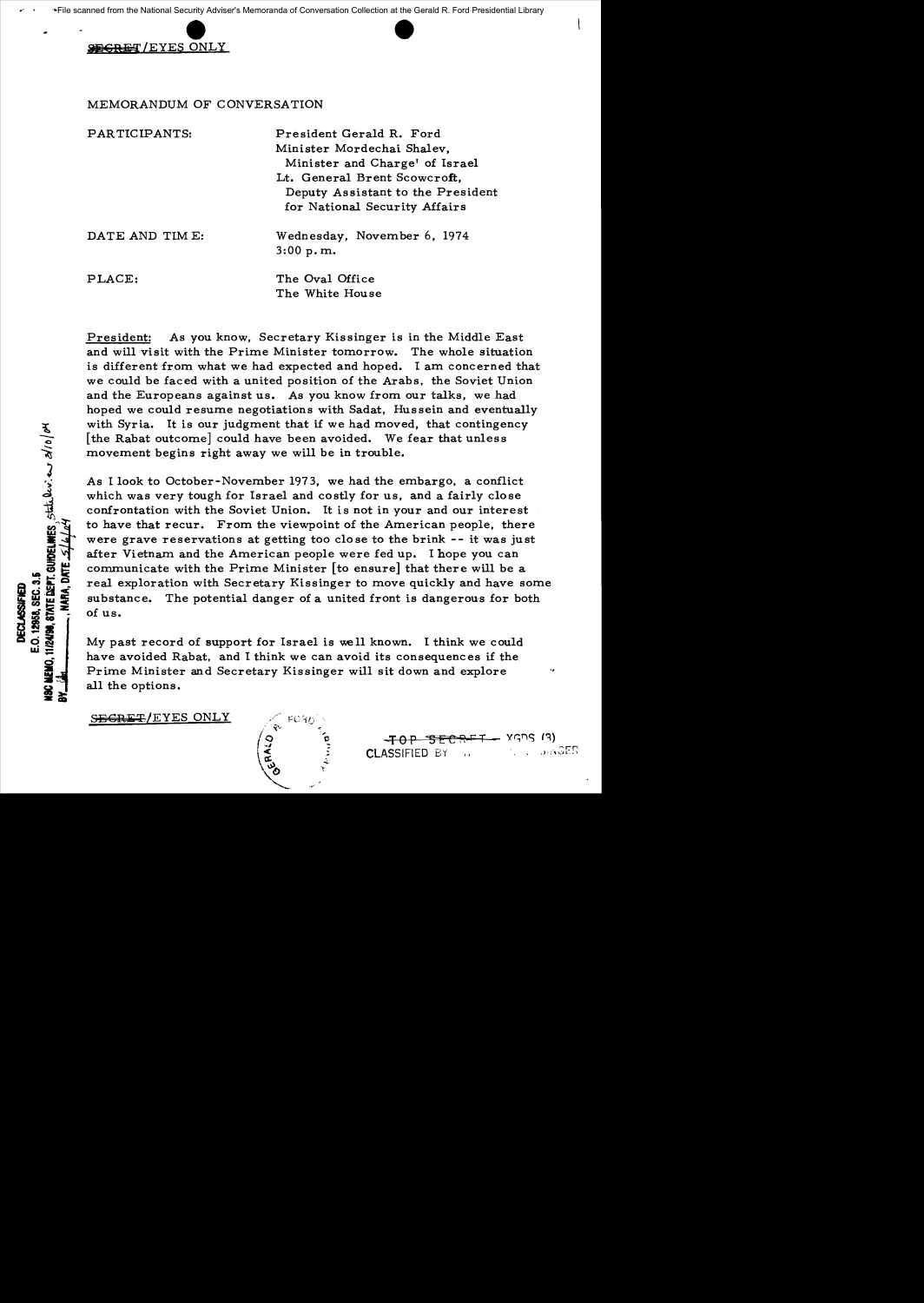SECRET/EYES ONLY

MEMORANDUM OF CONVERSATION

| | |
|---|---|
| PARTICIPANTS: | President Gerald R. Ford<br>Minister Mordechai Shalev, Minister and Charge' of Israel<br>Lt. General Brent Scowcroft, Deputy Assistant to the President for National Security Affairs |
| DATE AND TIME: | Wednesday, November 6, 1974<br>3:00 p.m. |
| PLACE: | The Oval Office<br>The White House |

President: As you know, Secretary Kissinger is in the Middle East and will visit with the Prime Minister tomorrow. The whole situation is different from what we had expected and hoped. I am concerned that we could be faced with a united position of the Arabs, the Soviet Union and the Europeans against us. As you know from our talks, we had hoped we could resume negotiations with Sadat, Hussein and eventually with Syria. It is our judgment that if we had moved, that contingency [the Rabat outcome] could have been avoided. We fear that unless movement begins right away we will be in trouble.

As I look to October-November 1973, we had the embargo, a conflict which was very tough for Israel and costly for us, and a fairly close confrontation with the Soviet Union. It is not in your and our interest to have that recur. From the viewpoint of the American people, there were grave reservations at getting too close to the brink -- it was just after Vietnam and the American people were fed up. I hope you can communicate with the Prime Minister [to ensure] that there will be a real exploration with Secretary Kissinger to move quickly and have some substance. The potential danger of a united front is dangerous for both of us.

My past record of support for Israel is well known. I think we could have avoided Rabat, and I think we can avoid its consequences if the Prime Minister and Secretary Kissinger will sit down and explore all the options.

SECRET/EYES ONLY

TOP SECRET - XGDS (3)
CLASSIFIED BY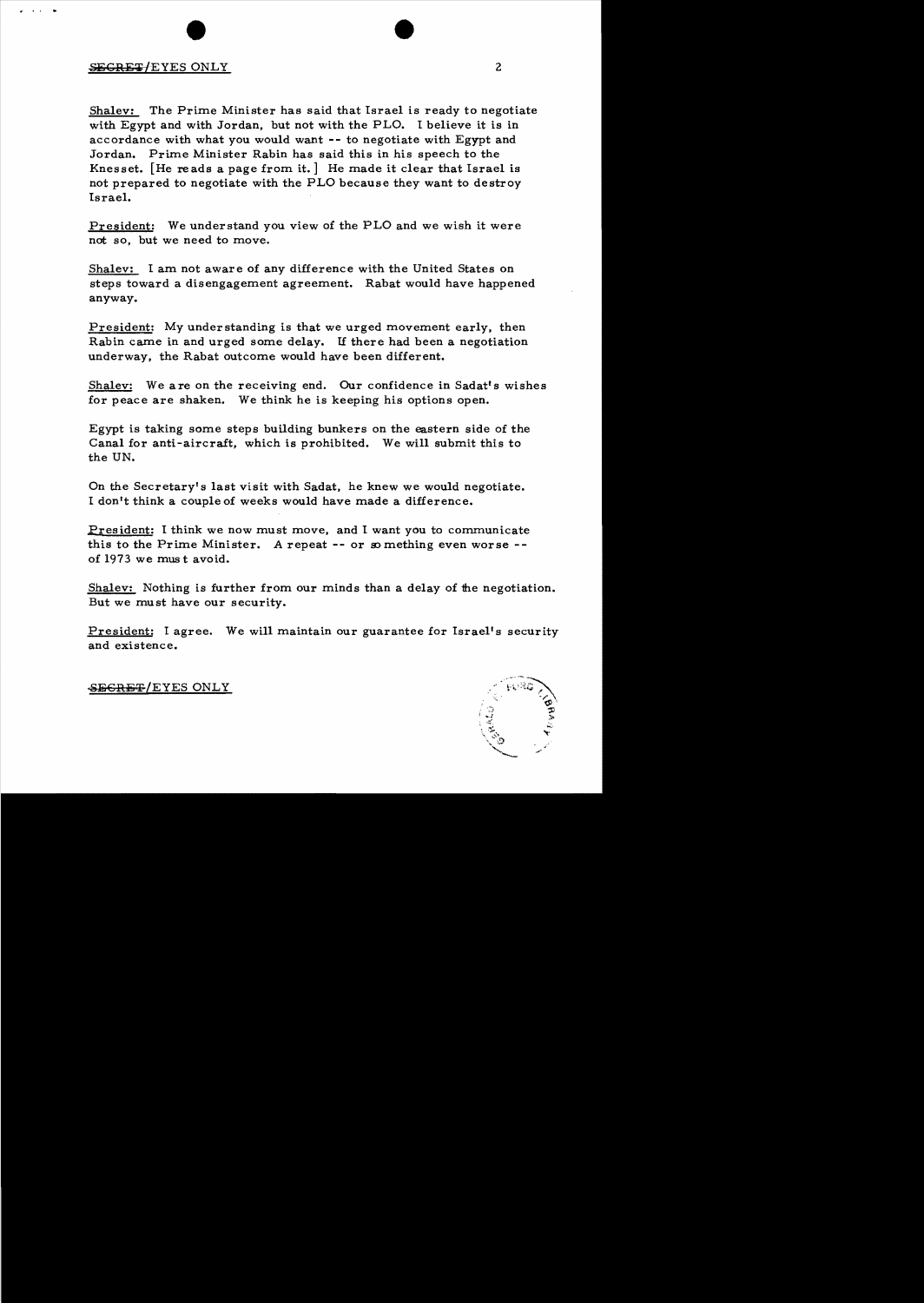Shalev: The Prime Minister has said that Israel is ready to negotiate with Egypt and with Jordan, but not with the PLO. I believe it is in accordance with what you would want -- to negotiate with Egypt and Jordan. Prime Minister Rabin has said this in his speech to the Knesset. [He reads a page from it.] He made it clear that Israel is not prepared to negotiate with the PLO because they want to destroy Israel.

President: We understand you view of the PLO and we wish it were not so, but we need to move.

Shalev: I am not aware of any difference with the United States on steps toward a disengagement agreement. Rabat would have happened anyway.

President: My understanding is that we urged movement early, then Rabin came in and urged some delay. If there had been a negotiation underway, the Rabat outcome would have been different.

Shalev: We are on the receiving end. Our confidence in Sadat's wishes for peace are shaken. We think he is keeping his options open.

Egypt is taking some steps building bunkers on the eastern side of the Canal for anti-aircraft, which is prohibited. We will submit this to the UN.

On the Secretary's last visit with Sadat, he knew we would negotiate. I don't think a couple of weeks would have made a difference.

President: I think we now must move, and I want you to communicate this to the Prime Minister. A repeat -- or something even worse -- of 1973 we must avoid.

Shalev: Nothing is further from our minds than a delay of the negotiation. But we must have our security.

President: I agree. We will maintain our guarantee for Israel's security and existence.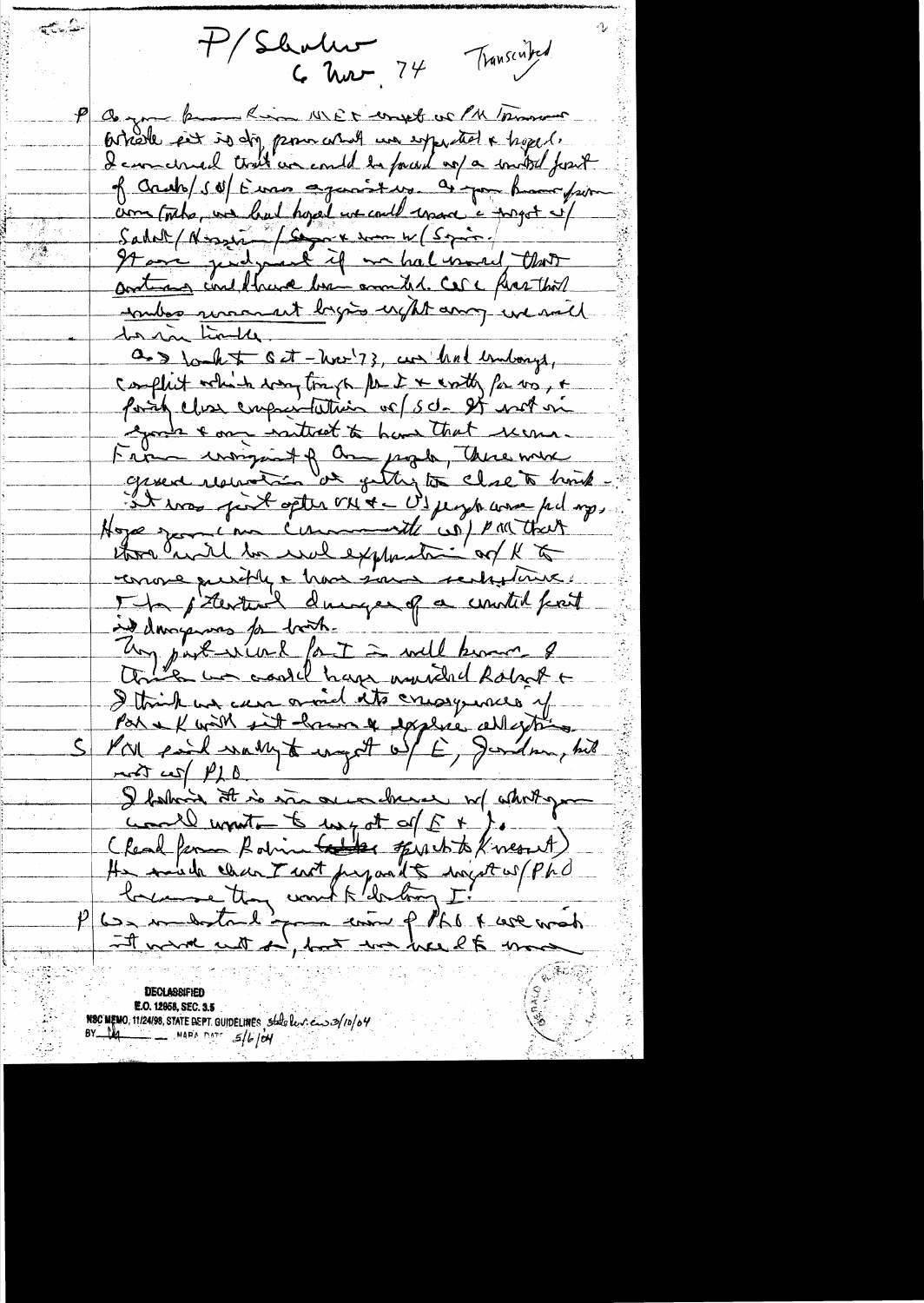P/Shalev
6 Nov 74

Transcribed

P As you know from Kissinger MEt [meeting?] and PM Tunisian Arafat got in dir. [?] from what we expected & hoped. I am concerned that we could be faced w/ a united front of Arabs/SU/Europe against us. As you know from Camp David, we had hoped we could move & forget w/ Sadat/Assad/Hussein & then w/ Syria. It was judgment if we had moved that action could have been avoided. Case [?] that unless movement begins right away we will be in trouble.

As I look at Oct-Nov '73, we had embargo, conflict which was tough for I & costly for us, & forced close cooperation w/ SU. It was in your & our interest to have that recur. From viewpoint of our people, there was general reaction at getting too close to brink. It was just after OPEC & US people were fed up. Hope your & our Community of PM that there will be real exploration of K to move quickly & have some settlement. I think potential dangers of a united front is dangerous for both.

My point is I. I well know, & think we could have avoided Rabat & I think we can avoid its consequences if PM & K will sit down & explore all options.

S PM said ready to negotiate w/ E, Jordan, but not w/ PLO.

I believe it is in our interest & what you would want to negotiate w/ E & J. (Read from Rabin's speech to Knesset) He made clear I not prepared to negotiate w/ PLO because they want to destroy I!

P We understand your view of PLO & we won't — it won't work, but we need to move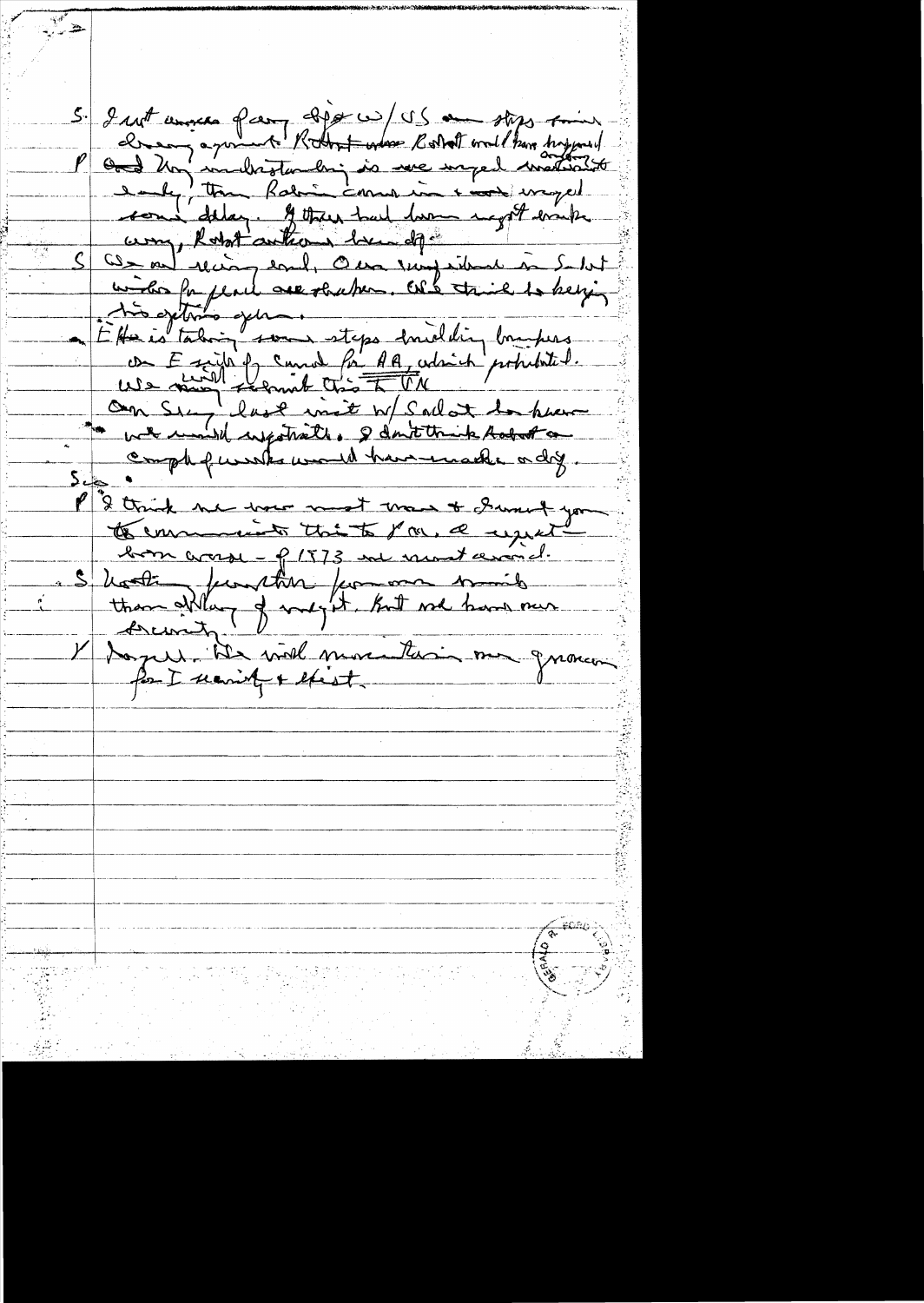S. I just ... dip w/ US ... steps since
during agreement. Rabat when Rabat would have happened

P And my understanding is we urged ... anything
early, then Rabin came in & we urged
some delay. If there had been ... break
away, Rabat authorized ...

S We are seeing ... Our suspicion is Sadat
wishes for peace are shaken. We tried to help
his options open.

E He is taking some steps building bunkers
on E side of Canal for AA, which prohibited.
We will submit this to UN

On Syria last visit w/ Sadat he knew
we would negotiate. I don't think Asad a
complete ... would have made a deal.

S ...

P I think we were most ... & I want you
to communicate this to Pres. I expect
... around - 1973 not moved around.

S Nothing further from our ... than
delay of ... it. But we have our
security.

K Israel. We will maintain our ...
for I security & ...